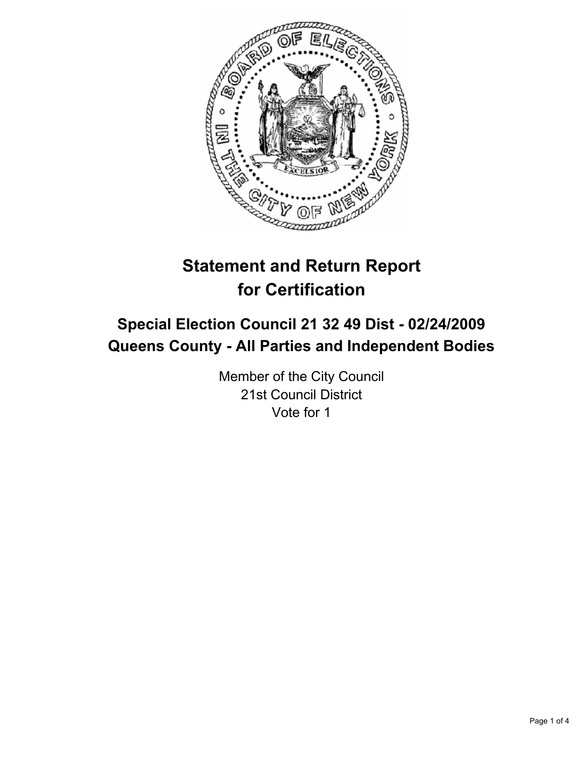# Statement and Return Report for Certification

## Special Election Council 21 32 49 Dist - 02/24/2009
## Queens County - All Parties and Independent Bodies

Member of the City Council
21st Council District
Vote for 1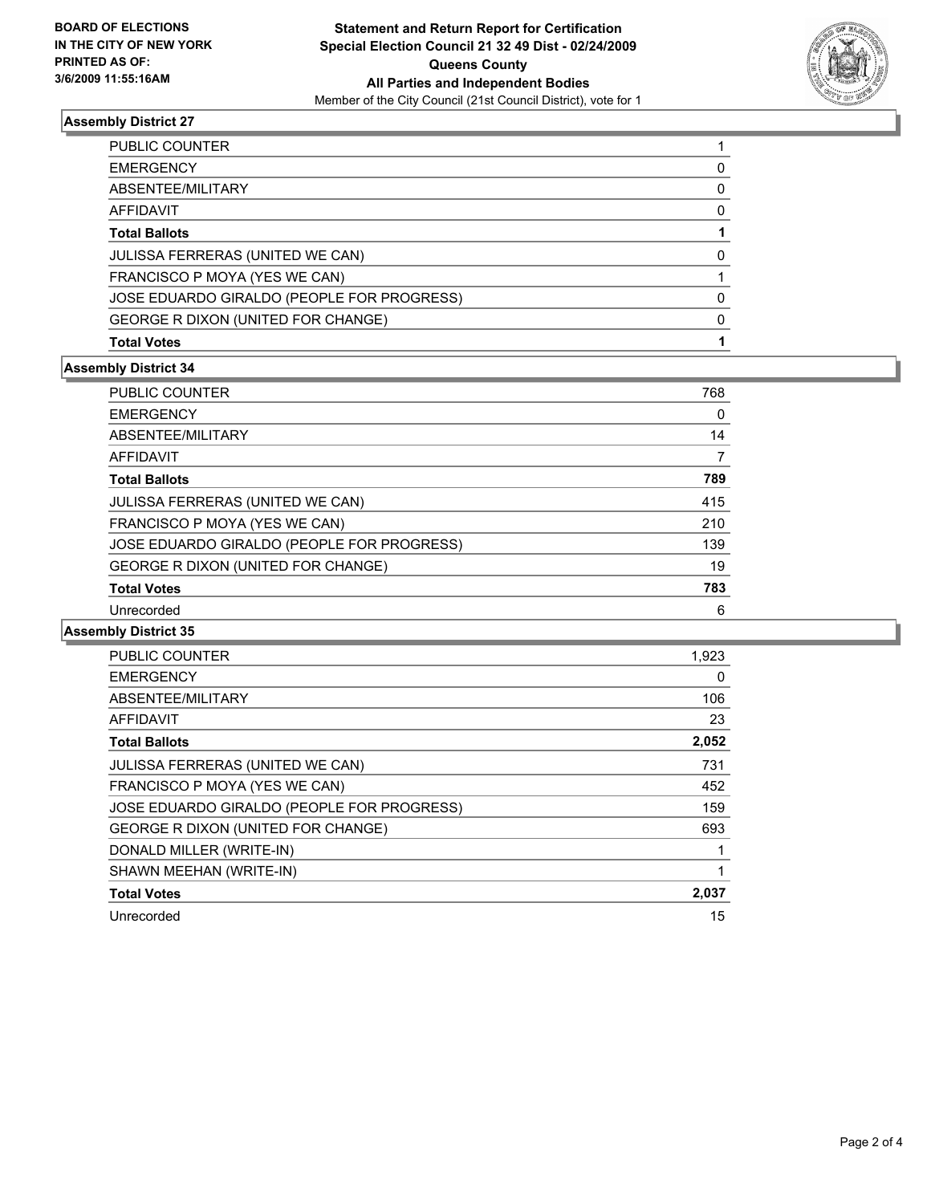**BOARD OF ELECTIONS IN THE CITY OF NEW YORK PRINTED AS OF: 3/6/2009 11:55:16AM**

**Statement and Return Report for Certification**
**Special Election Council 21 32 49 Dist - 02/24/2009**
**Queens County**
**All Parties and Independent Bodies**
Member of the City Council (21st Council District), vote for 1

## Assembly District 27

| | |
|---|---|
| PUBLIC COUNTER | 1 |
| EMERGENCY | 0 |
| ABSENTEE/MILITARY | 0 |
| AFFIDAVIT | 0 |
| **Total Ballots** | **1** |
| JULISSA FERRERAS (UNITED WE CAN) | 0 |
| FRANCISCO P MOYA (YES WE CAN) | 1 |
| JOSE EDUARDO GIRALDO (PEOPLE FOR PROGRESS) | 0 |
| GEORGE R DIXON (UNITED FOR CHANGE) | 0 |
| **Total Votes** | **1** |

## Assembly District 34

| | |
|---|---|
| PUBLIC COUNTER | 768 |
| EMERGENCY | 0 |
| ABSENTEE/MILITARY | 14 |
| AFFIDAVIT | 7 |
| **Total Ballots** | **789** |
| JULISSA FERRERAS (UNITED WE CAN) | 415 |
| FRANCISCO P MOYA (YES WE CAN) | 210 |
| JOSE EDUARDO GIRALDO (PEOPLE FOR PROGRESS) | 139 |
| GEORGE R DIXON (UNITED FOR CHANGE) | 19 |
| **Total Votes** | **783** |
| Unrecorded | 6 |

## Assembly District 35

| | |
|---|---|
| PUBLIC COUNTER | 1,923 |
| EMERGENCY | 0 |
| ABSENTEE/MILITARY | 106 |
| AFFIDAVIT | 23 |
| **Total Ballots** | **2,052** |
| JULISSA FERRERAS (UNITED WE CAN) | 731 |
| FRANCISCO P MOYA (YES WE CAN) | 452 |
| JOSE EDUARDO GIRALDO (PEOPLE FOR PROGRESS) | 159 |
| GEORGE R DIXON (UNITED FOR CHANGE) | 693 |
| DONALD MILLER (WRITE-IN) | 1 |
| SHAWN MEEHAN (WRITE-IN) | 1 |
| **Total Votes** | **2,037** |
| Unrecorded | 15 |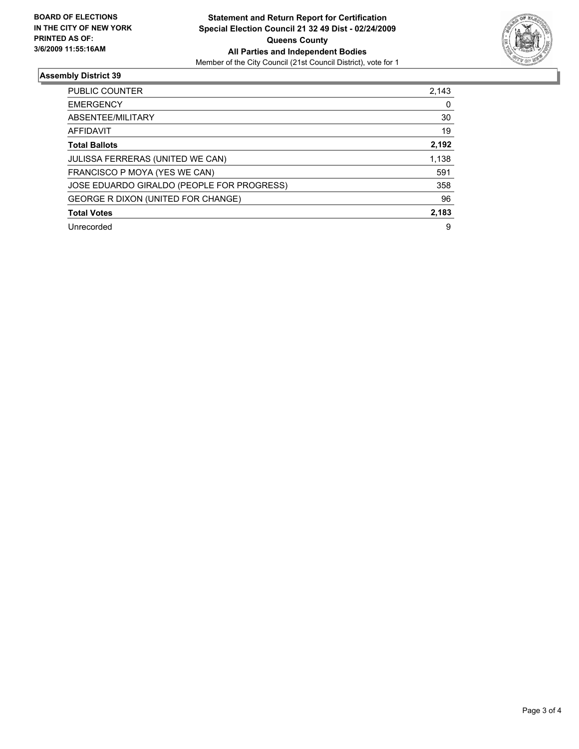**BOARD OF ELECTIONS IN THE CITY OF NEW YORK PRINTED AS OF: 3/6/2009 11:55:16AM**

**Statement and Return Report for Certification**
**Special Election Council 21 32 49 Dist - 02/24/2009**
**Queens County**
**All Parties and Independent Bodies**
Member of the City Council (21st Council District), vote for 1

## Assembly District 39

| | |
|---|---|
| PUBLIC COUNTER | 2,143 |
| EMERGENCY | 0 |
| ABSENTEE/MILITARY | 30 |
| AFFIDAVIT | 19 |
| **Total Ballots** | **2,192** |
| JULISSA FERRERAS (UNITED WE CAN) | 1,138 |
| FRANCISCO P MOYA (YES WE CAN) | 591 |
| JOSE EDUARDO GIRALDO (PEOPLE FOR PROGRESS) | 358 |
| GEORGE R DIXON (UNITED FOR CHANGE) | 96 |
| **Total Votes** | **2,183** |
| Unrecorded | 9 |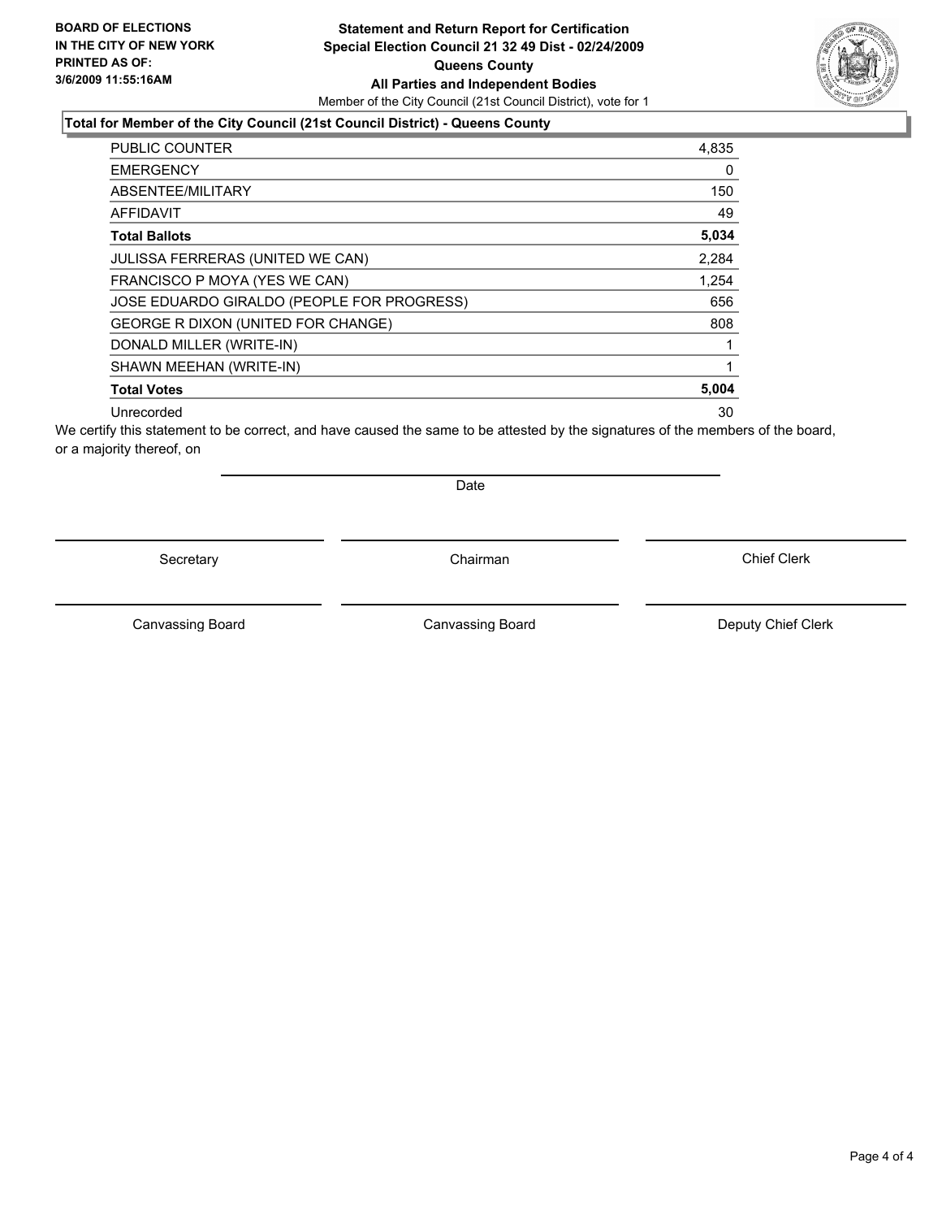**BOARD OF ELECTIONS IN THE CITY OF NEW YORK**
**PRINTED AS OF: 3/6/2009 11:55:16AM**

**Statement and Return Report for Certification**
**Special Election Council 21 32 49 Dist - 02/24/2009**
**Queens County**
**All Parties and Independent Bodies**
Member of the City Council (21st Council District), vote for 1

### Total for Member of the City Council (21st Council District) - Queens County

| | |
|---|---|
| PUBLIC COUNTER | 4,835 |
| EMERGENCY | 0 |
| ABSENTEE/MILITARY | 150 |
| AFFIDAVIT | 49 |
| **Total Ballots** | **5,034** |
| JULISSA FERRERAS (UNITED WE CAN) | 2,284 |
| FRANCISCO P MOYA (YES WE CAN) | 1,254 |
| JOSE EDUARDO GIRALDO (PEOPLE FOR PROGRESS) | 656 |
| GEORGE R DIXON (UNITED FOR CHANGE) | 808 |
| DONALD MILLER (WRITE-IN) | 1 |
| SHAWN MEEHAN (WRITE-IN) | 1 |
| **Total Votes** | **5,004** |
| Unrecorded | 30 |

We certify this statement to be correct, and have caused the same to be attested by the signatures of the members of the board, or a majority thereof, on

Date

Secretary

Chairman

Chief Clerk

Canvassing Board

Canvassing Board

Deputy Chief Clerk